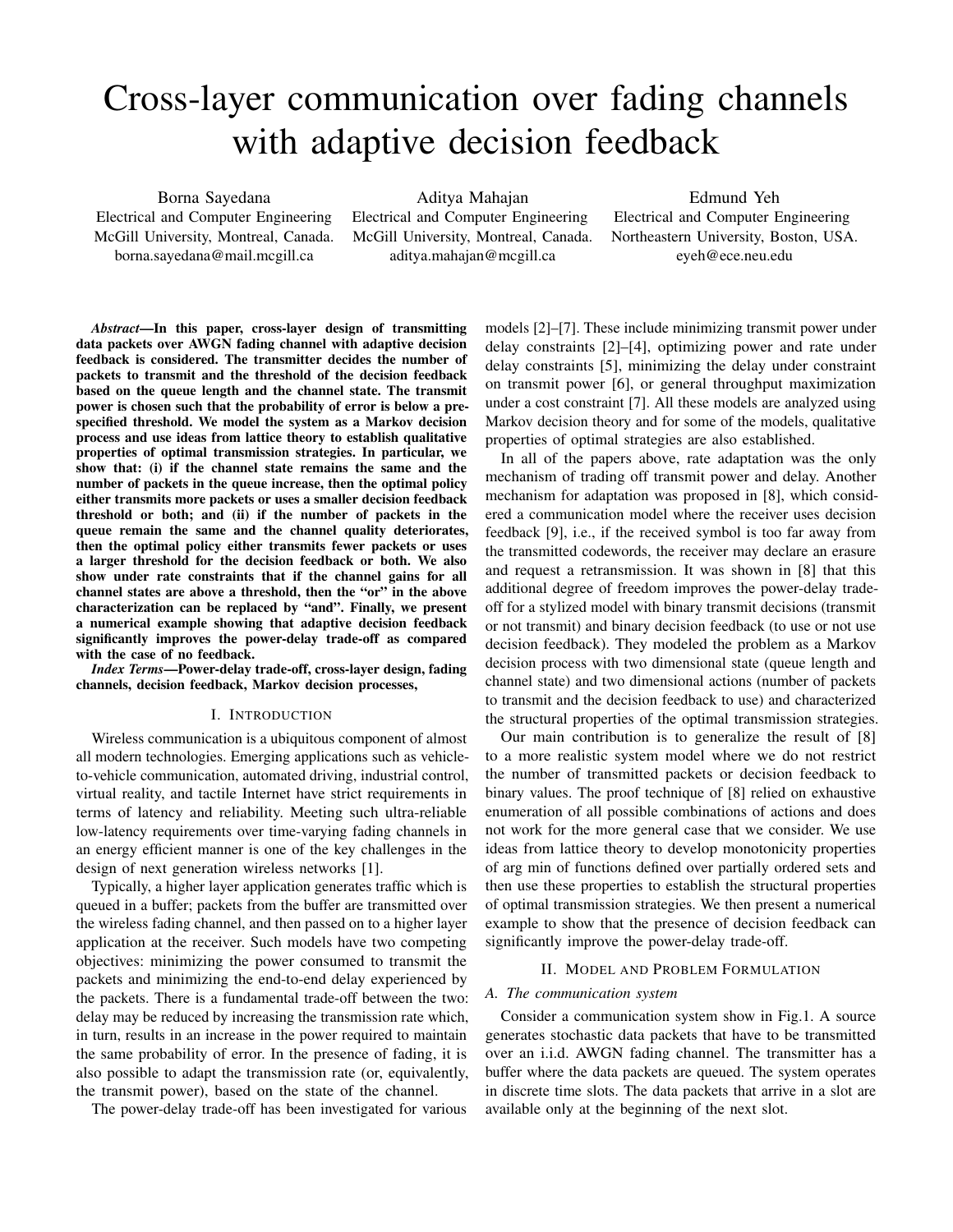# Cross-layer communication over fading channels with adaptive decision feedback

Borna Sayedana
Electrical and Computer Engineering
McGill University, Montreal, Canada.
borna.sayedana@mail.mcgill.ca

Aditya Mahajan
Electrical and Computer Engineering
McGill University, Montreal, Canada.
aditya.mahajan@mcgill.ca

Edmund Yeh
Electrical and Computer Engineering
Northeastern University, Boston, USA.
eyeh@ece.neu.edu

***Abstract*—In this paper, cross-layer design of transmitting data packets over AWGN fading channel with adaptive decision feedback is considered. The transmitter decides the number of packets to transmit and the threshold of the decision feedback based on the queue length and the channel state. The transmit power is chosen such that the probability of error is below a pre-specified threshold. We model the system as a Markov decision process and use ideas from lattice theory to establish qualitative properties of optimal transmission strategies. In particular, we show that: (i) if the channel state remains the same and the number of packets in the queue increase, then the optimal policy either transmits more packets or uses a smaller decision feedback threshold or both; and (ii) if the number of packets in the queue remain the same and the channel quality deteriorates, then the optimal policy either transmits fewer packets or uses a larger threshold for the decision feedback or both. We also show under rate constraints that if the channel gains for all channel states are above a threshold, then the "or" in the above characterization can be replaced by "and". Finally, we present a numerical example showing that adaptive decision feedback significantly improves the power-delay trade-off as compared with the case of no feedback.**

***Index Terms*—Power-delay trade-off, cross-layer design, fading channels, decision feedback, Markov decision processes,**

## I. Introduction

Wireless communication is a ubiquitous component of almost all modern technologies. Emerging applications such as vehicle-to-vehicle communication, automated driving, industrial control, virtual reality, and tactile Internet have strict requirements in terms of latency and reliability. Meeting such ultra-reliable low-latency requirements over time-varying fading channels in an energy efficient manner is one of the key challenges in the design of next generation wireless networks [1].

Typically, a higher layer application generates traffic which is queued in a buffer; packets from the buffer are transmitted over the wireless fading channel, and then passed on to a higher layer application at the receiver. Such models have two competing objectives: minimizing the power consumed to transmit the packets and minimizing the end-to-end delay experienced by the packets. There is a fundamental trade-off between the two: delay may be reduced by increasing the transmission rate which, in turn, results in an increase in the power required to maintain the same probability of error. In the presence of fading, it is also possible to adapt the transmission rate (or, equivalently, the transmit power), based on the state of the channel.

The power-delay trade-off has been investigated for various models [2]–[7]. These include minimizing transmit power under delay constraints [2]–[4], optimizing power and rate under delay constraints [5], minimizing the delay under constraint on transmit power [6], or general throughput maximization under a cost constraint [7]. All these models are analyzed using Markov decision theory and for some of the models, qualitative properties of optimal strategies are also established.

In all of the papers above, rate adaptation was the only mechanism of trading off transmit power and delay. Another mechanism for adaptation was proposed in [8], which considered a communication model where the receiver uses decision feedback [9], i.e., if the received symbol is too far away from the transmitted codewords, the receiver may declare an erasure and request a retransmission. It was shown in [8] that this additional degree of freedom improves the power-delay trade-off for a stylized model with binary transmit decisions (transmit or not transmit) and binary decision feedback (to use or not use decision feedback). They modeled the problem as a Markov decision process with two dimensional state (queue length and channel state) and two dimensional actions (number of packets to transmit and the decision feedback to use) and characterized the structural properties of the optimal transmission strategies.

Our main contribution is to generalize the result of [8] to a more realistic system model where we do not restrict the number of transmitted packets or decision feedback to binary values. The proof technique of [8] relied on exhaustive enumeration of all possible combinations of actions and does not work for the more general case that we consider. We use ideas from lattice theory to develop monotonicity properties of arg min of functions defined over partially ordered sets and then use these properties to establish the structural properties of optimal transmission strategies. We then present a numerical example to show that the presence of decision feedback can significantly improve the power-delay trade-off.

## II. Model and Problem Formulation

### *A. The communication system*

Consider a communication system show in Fig.1. A source generates stochastic data packets that have to be transmitted over an i.i.d. AWGN fading channel. The transmitter has a buffer where the data packets are queued. The system operates in discrete time slots. The data packets that arrive in a slot are available only at the beginning of the next slot.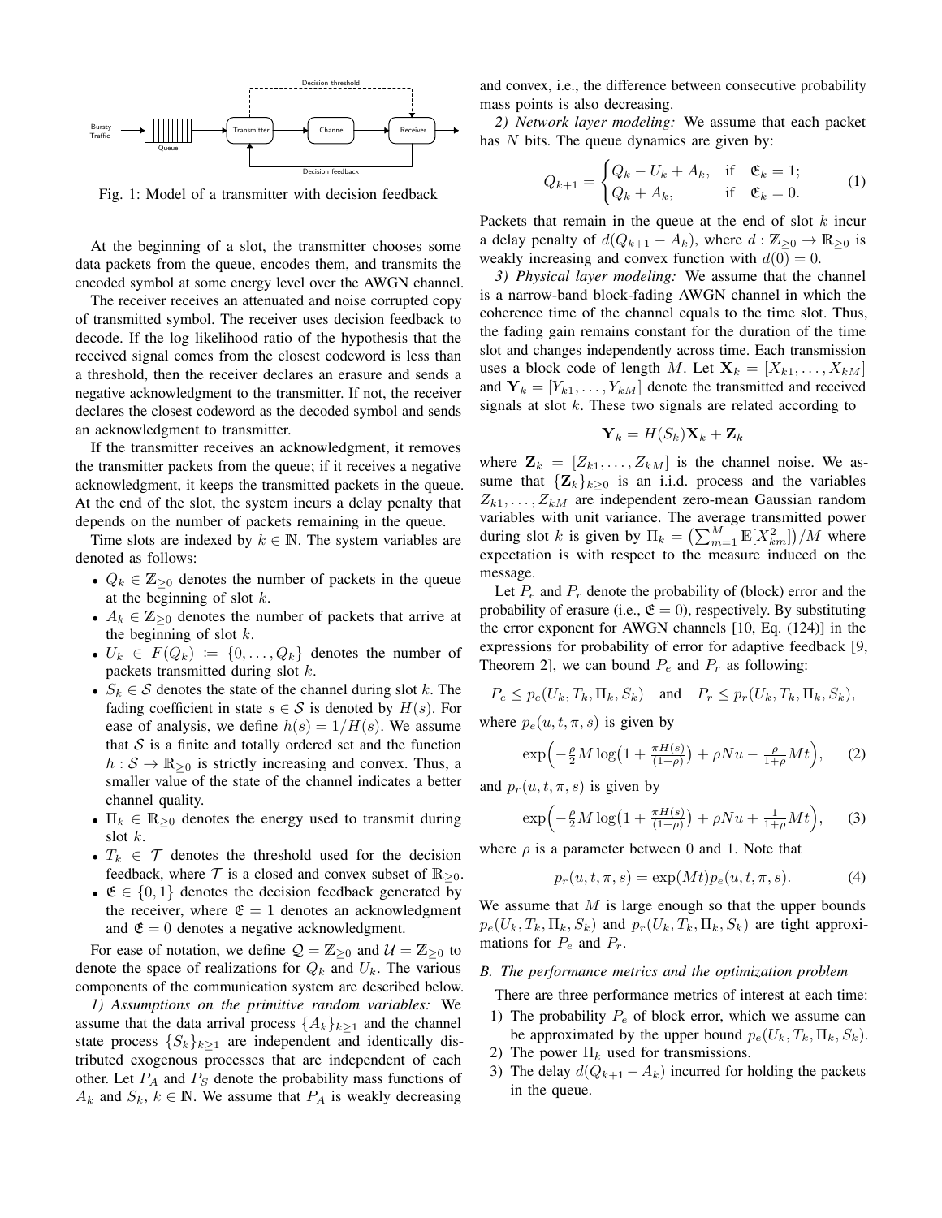Fig. 1: Model of a transmitter with decision feedback

At the beginning of a slot, the transmitter chooses some data packets from the queue, encodes them, and transmits the encoded symbol at some energy level over the AWGN channel.

The receiver receives an attenuated and noise corrupted copy of transmitted symbol. The receiver uses decision feedback to decode. If the log likelihood ratio of the hypothesis that the received signal comes from the closest codeword is less than a threshold, then the receiver declares an erasure and sends a negative acknowledgment to the transmitter. If not, the receiver declares the closest codeword as the decoded symbol and sends an acknowledgment to transmitter.

If the transmitter receives an acknowledgment, it removes the transmitter packets from the queue; if it receives a negative acknowledgment, it keeps the transmitted packets in the queue. At the end of the slot, the system incurs a delay penalty that depends on the number of packets remaining in the queue.

Time slots are indexed by $k \in \mathbb{N}$. The system variables are denoted as follows:

- $Q_k \in \mathbb{Z}_{\geq 0}$ denotes the number of packets in the queue at the beginning of slot $k$.
- $A_k \in \mathbb{Z}_{\geq 0}$ denotes the number of packets that arrive at the beginning of slot $k$.
- $U_k \in F(Q_k) := \{0, \dots, Q_k\}$ denotes the number of packets transmitted during slot $k$.
- $S_k \in \mathcal{S}$ denotes the state of the channel during slot $k$. The fading coefficient in state $s \in \mathcal{S}$ is denoted by $H(s)$. For ease of analysis, we define $h(s) = 1/H(s)$. We assume that $\mathcal{S}$ is a finite and totally ordered set and the function $h : \mathcal{S} \to \mathbb{R}_{\geq 0}$ is strictly increasing and convex. Thus, a smaller value of the state of the channel indicates a better channel quality.
- $\Pi_k \in \mathbb{R}_{\geq 0}$ denotes the energy used to transmit during slot $k$.
- $T_k \in \mathcal{T}$ denotes the threshold used for the decision feedback, where $\mathcal{T}$ is a closed and convex subset of $\mathbb{R}_{\geq 0}$.
- $\mathfrak{E} \in \{0, 1\}$ denotes the decision feedback generated by the receiver, where $\mathfrak{E} = 1$ denotes an acknowledgment and $\mathfrak{E} = 0$ denotes a negative acknowledgment.

For ease of notation, we define $\mathcal{Q} = \mathbb{Z}_{\geq 0}$ and $\mathcal{U} = \mathbb{Z}_{\geq 0}$ to denote the space of realizations for $Q_k$ and $U_k$. The various components of the communication system are described below.

*1) Assumptions on the primitive random variables:* We assume that the data arrival process $\{A_k\}_{k \geq 1}$ and the channel state process $\{S_k\}_{k \geq 1}$ are independent and identically distributed exogenous processes that are independent of each other. Let $P_A$ and $P_S$ denote the probability mass functions of $A_k$ and $S_k$, $k \in \mathbb{N}$. We assume that $P_A$ is weakly decreasing and convex, i.e., the difference between consecutive probability mass points is also decreasing.

*2) Network layer modeling:* We assume that each packet has $N$ bits. The queue dynamics are given by:

$$Q_{k+1} = \begin{cases} Q_k - U_k + A_k, & \text{if } \mathfrak{E}_k = 1; \\ Q_k + A_k, & \text{if } \mathfrak{E}_k = 0. \end{cases} \tag{1}$$

Packets that remain in the queue at the end of slot $k$ incur a delay penalty of $d(Q_{k+1} - A_k)$, where $d : \mathbb{Z}_{\geq 0} \to \mathbb{R}_{\geq 0}$ is weakly increasing and convex function with $d(0) = 0$.

*3) Physical layer modeling:* We assume that the channel is a narrow-band block-fading AWGN channel in which the coherence time of the channel equals to the time slot. Thus, the fading gain remains constant for the duration of the time slot and changes independently across time. Each transmission uses a block code of length $M$. Let $\mathbf{X}_k = [X_{k1}, \dots, X_{kM}]$ and $\mathbf{Y}_k = [Y_{k1}, \dots, Y_{kM}]$ denote the transmitted and received signals at slot $k$. These two signals are related according to

$$\mathbf{Y}_k = H(S_k)\mathbf{X}_k + \mathbf{Z}_k$$

where $\mathbf{Z}_k = [Z_{k1}, \dots, Z_{kM}]$ is the channel noise. We assume that $\{\mathbf{Z}_k\}_{k \geq 0}$ is an i.i.d. process and the variables $Z_{k1}, \dots, Z_{kM}$ are independent zero-mean Gaussian random variables with unit variance. The average transmitted power during slot $k$ is given by $\Pi_k = \left(\sum_{m=1}^{M} \mathbb{E}[X_{km}^2]\right)/M$ where expectation is with respect to the measure induced on the message.

Let $P_e$ and $P_r$ denote the probability of (block) error and the probability of erasure (i.e., $\mathfrak{E} = 0$), respectively. By substituting the error exponent for AWGN channels [10, Eq. (124)] in the expressions for probability of error for adaptive feedback [9, Theorem 2], we can bound $P_e$ and $P_r$ as following:

$$P_e \leq p_e(U_k, T_k, \Pi_k, S_k) \quad \text{and} \quad P_r \leq p_r(U_k, T_k, \Pi_k, S_k),$$

where $p_e(u, t, \pi, s)$ is given by

$$\exp\Big(-\tfrac{\rho}{2} M \log\big(1 + \tfrac{\pi H(s)}{(1+\rho)}\big) + \rho N u - \tfrac{\rho}{1+\rho} M t\Big), \tag{2}$$

and $p_r(u, t, \pi, s)$ is given by

$$\exp\Big(-\tfrac{\rho}{2} M \log\big(1 + \tfrac{\pi H(s)}{(1+\rho)}\big) + \rho N u + \tfrac{1}{1+\rho} M t\Big), \tag{3}$$

where $\rho$ is a parameter between 0 and 1. Note that

$$p_r(u, t, \pi, s) = \exp(Mt) p_e(u, t, \pi, s). \tag{4}$$

We assume that $M$ is large enough so that the upper bounds $p_e(U_k, T_k, \Pi_k, S_k)$ and $p_r(U_k, T_k, \Pi_k, S_k)$ are tight approximations for $P_e$ and $P_r$.

### *B. The performance metrics and the optimization problem*

There are three performance metrics of interest at each time:

1) The probability $P_e$ of block error, which we assume can be approximated by the upper bound $p_e(U_k, T_k, \Pi_k, S_k)$.
2) The power $\Pi_k$ used for transmissions.
3) The delay $d(Q_{k+1} - A_k)$ incurred for holding the packets in the queue.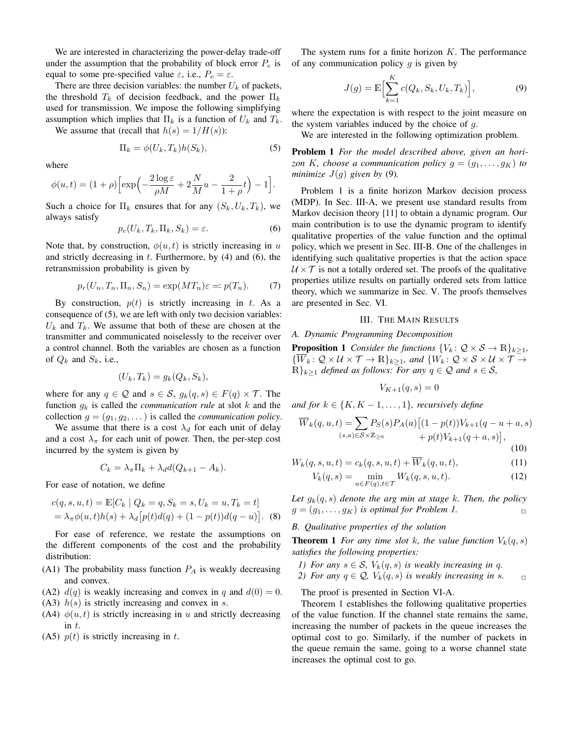We are interested in characterizing the power-delay trade-off under the assumption that the probability of block error $P_e$ is equal to some pre-specified value $\varepsilon$, i.e., $P_e = \varepsilon$.

There are three decision variables: the number $U_k$ of packets, the threshold $T_k$ of decision feedback, and the power $\Pi_k$ used for transmission. We impose the following simplifying assumption which implies that $\Pi_k$ is a function of $U_k$ and $T_k$.

We assume that (recall that $h(s) = 1/H(s)$):

$$\Pi_k = \phi(U_k, T_k)h(S_k), \tag{5}$$

where

$$\phi(u, t) = (1+\rho)\Big[\exp\Big(-\frac{2\log\varepsilon}{\rho M} + 2\frac{N}{M}u - \frac{2}{1+\rho}t\Big) - 1\Big].$$

Such a choice for $\Pi_k$ ensures that for any $(S_k, U_k, T_k)$, we always satisfy

$$p_e(U_k, T_k, \Pi_k, S_k) = \varepsilon. \tag{6}$$

Note that, by construction, $\phi(u,t)$ is strictly increasing in $u$ and strictly decreasing in $t$. Furthermore, by (4) and (6), the retransmission probability is given by

$$p_r(U_n, T_n, \Pi_n, S_n) = \exp(MT_n)\varepsilon =: p(T_n). \tag{7}$$

By construction, $p(t)$ is strictly increasing in $t$. As a consequence of (5), we are left with only two decision variables: $U_k$ and $T_k$. We assume that both of these are chosen at the transmitter and communicated noiselessly to the receiver over a control channel. Both the variables are chosen as a function of $Q_k$ and $S_k$, i.e.,

$$(U_k, T_k) = g_k(Q_k, S_k),$$

where for any $q \in \mathcal{Q}$ and $s \in \mathcal{S}$, $g_k(q,s) \in F(q) \times \mathcal{T}$. The function $g_k$ is called the *communication rule* at slot $k$ and the collection $g = (g_1, g_2, \dots)$ is called the *communication policy*.

We assume that there is a cost $\lambda_d$ for each unit of delay and a cost $\lambda_\pi$ for each unit of power. Then, the per-step cost incurred by the system is given by

$$C_k = \lambda_\pi \Pi_k + \lambda_d d(Q_{k+1} - A_k).$$

For ease of notation, we define

$$\begin{aligned} c(q,s,u,t) &= \mathbb{E}[C_k \mid Q_k = q, S_k = s, U_k = u, T_k = t] \\ &= \lambda_\pi \phi(u,t)h(s) + \lambda_d\big[p(t)d(q) + (1-p(t))d(q-u)\big]. \end{aligned} \tag{8}$$

For ease of reference, we restate the assumptions on the different components of the cost and the probability distribution:

- (A1) The probability mass function $P_A$ is weakly decreasing and convex.
- (A2) $d(q)$ is weakly increasing and convex in $q$ and $d(0) = 0$.
- (A3) $h(s)$ is strictly increasing and convex in $s$.
- (A4) $\phi(u,t)$ is strictly increasing in $u$ and strictly decreasing in $t$.
- (A5) $p(t)$ is strictly increasing in $t$.

The system runs for a finite horizon $K$. The performance of any communication policy $g$ is given by

$$J(g) = \mathbb{E}\Big[\sum_{k=1}^{K} c(Q_k, S_k, U_k, T_k)\Big], \tag{9}$$

where the expectation is with respect to the joint measure on the system variables induced by the choice of $g$.

We are interested in the following optimization problem.

**Problem 1** *For the model described above, given an horizon $K$, choose a communication policy $g = (g_1, \dots, g_K)$ to minimize $J(g)$ given by (9).*

Problem 1 is a finite horizon Markov decision process (MDP). In Sec. III-A, we present use standard results from Markov decision theory [11] to obtain a dynamic program. Our main contribution is to use the dynamic program to identify qualitative properties of the value function and the optimal policy, which we present in Sec. III-B. One of the challenges in identifying such qualitative properties is that the action space $\mathcal{U} \times \mathcal{T}$ is not a totally ordered set. The proofs of the qualitative properties utilize results on partially ordered sets from lattice theory, which we summarize in Sec. V. The proofs themselves are presented in Sec. VI.

## III. The Main Results

### A. Dynamic Programming Decomposition

**Proposition 1** *Consider the functions $\{V_k\colon \mathcal{Q} \times \mathcal{S} \to \mathbb{R}\}_{k \ge 1}$, $\{\overline{W}_k\colon \mathcal{Q} \times \mathcal{U} \times \mathcal{T} \to \mathbb{R}\}_{k\ge1}$, and $\{W_k\colon \mathcal{Q} \times \mathcal{S} \times \mathcal{U} \times \mathcal{T} \to \mathbb{R}\}_{k \ge 1}$ defined as follows: For any $q \in \mathcal{Q}$ and $s \in \mathcal{S}$,*

$$V_{K+1}(q,s) = 0$$

*and for $k \in \{K, K-1, \dots, 1\}$, recursively define*

$$\begin{aligned} \overline{W}_k(q,u,t) = \sum_{(s,a)\in\mathcal{S}\times\mathbb{Z}_{\ge0}} P_S(s)P_A(a)\big[&(1-p(t))V_{k+1}(q-u+a,s) \\ &+ p(t)V_{k+1}(q+a,s)\big], \end{aligned} \tag{10}$$

$$W_k(q,s,u,t) = c_k(q,s,u,t) + \overline{W}_k(q,u,t), \tag{11}$$

$$V_k(q,s) = \min_{u\in F(q), t\in\mathcal{T}} W_k(q,s,u,t). \tag{12}$$

*Let $g_k(q,s)$ denote the arg min at stage $k$. Then, the policy $g = (g_1, \dots, g_K)$ is optimal for Problem 1.* □

### B. Qualitative properties of the solution

**Theorem 1** *For any time slot $k$, the value function $V_k(q,s)$ satisfies the following properties:*

1) *For any $s \in \mathcal{S}$, $V_k(q,s)$ is weakly increasing in $q$.*
2) *For any $q \in \mathcal{Q}$, $V_k(q,s)$ is weakly increasing in $s$.* □

The proof is presented in Section VI-A.

Theorem 1 establishes the following qualitative properties of the value function. If the channel state remains the same, increasing the number of packets in the queue increases the optimal cost to go. Similarly, if the number of packets in the queue remain the same, going to a worse channel state increases the optimal cost to go.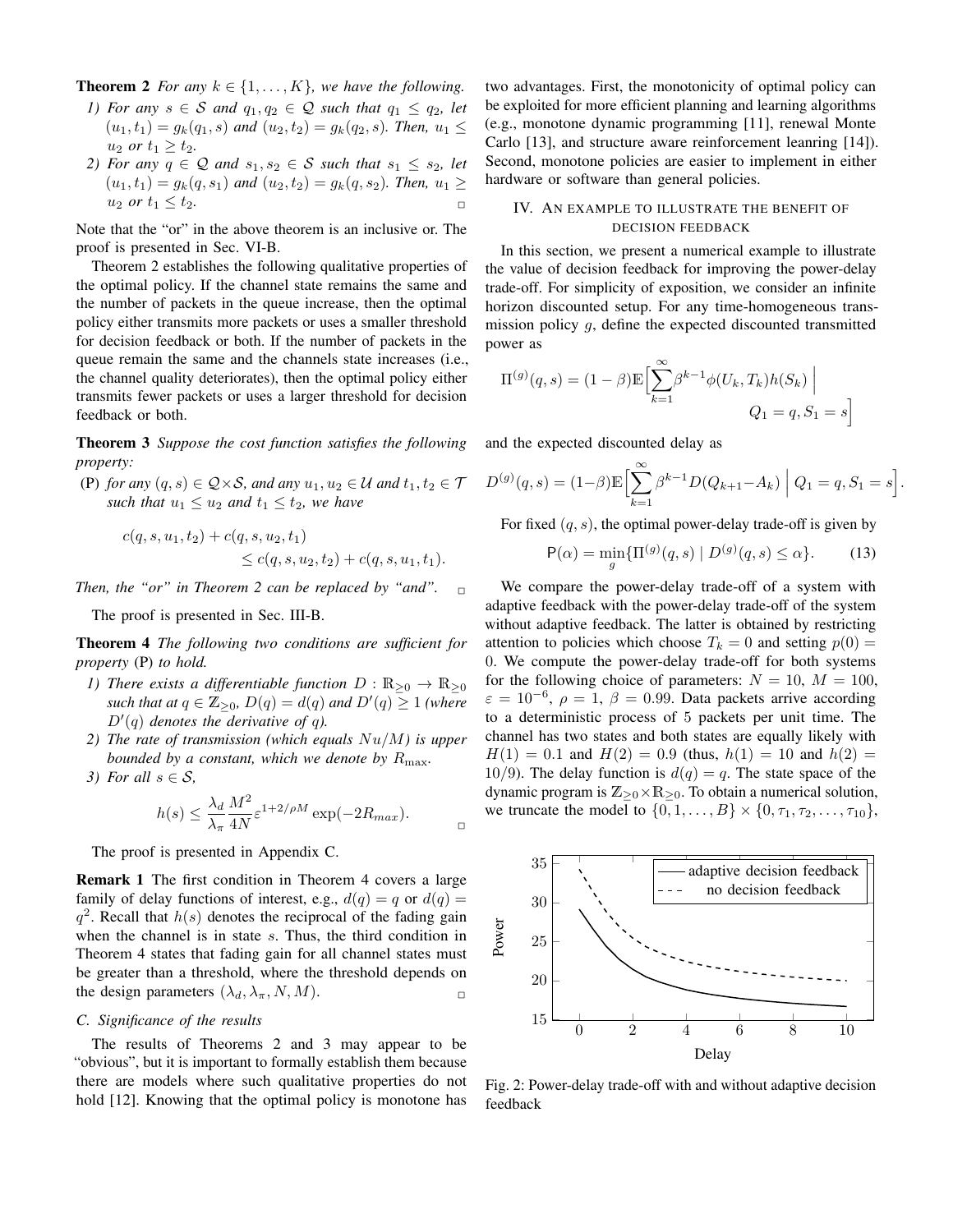**Theorem 2** *For any $k \in \{1, \ldots, K\}$, we have the following.*

1) *For any $s \in \mathcal{S}$ and $q_1, q_2 \in \mathcal{Q}$ such that $q_1 \leq q_2$, let $(u_1, t_1) = g_k(q_1, s)$ and $(u_2, t_2) = g_k(q_2, s)$. Then, $u_1 \leq u_2$ or $t_1 \geq t_2$.*
2) *For any $q \in \mathcal{Q}$ and $s_1, s_2 \in \mathcal{S}$ such that $s_1 \leq s_2$, let $(u_1, t_1) = g_k(q, s_1)$ and $(u_2, t_2) = g_k(q, s_2)$. Then, $u_1 \geq u_2$ or $t_1 \leq t_2$.*

Note that the "or" in the above theorem is an inclusive or. The proof is presented in Sec. VI-B.

Theorem 2 establishes the following qualitative properties of the optimal policy. If the channel state remains the same and the number of packets in the queue increase, then the optimal policy either transmits more packets or uses a smaller threshold for decision feedback or both. If the number of packets in the queue remain the same and the channels state increases (i.e., the channel quality deteriorates), then the optimal policy either transmits fewer packets or uses a larger threshold for decision feedback or both.

**Theorem 3** *Suppose the cost function satisfies the following property:*

(P) *for any $(q, s) \in \mathcal{Q} \times \mathcal{S}$, and any $u_1, u_2 \in \mathcal{U}$ and $t_1, t_2 \in \mathcal{T}$ such that $u_1 \leq u_2$ and $t_1 \leq t_2$, we have*

$$c(q, s, u_1, t_2) + c(q, s, u_2, t_1) \leq c(q, s, u_2, t_2) + c(q, s, u_1, t_1).$$

*Then, the "or" in Theorem 2 can be replaced by "and".*

The proof is presented in Sec. III-B.

**Theorem 4** *The following two conditions are sufficient for property* (P) *to hold.*

1) *There exists a differentiable function $D : \mathbb{R}_{\geq 0} \to \mathbb{R}_{\geq 0}$ such that at $q \in \mathbb{Z}_{\geq 0}$, $D(q) = d(q)$ and $D'(q) \geq 1$ (where $D'(q)$ denotes the derivative of $q$).*
2) *The rate of transmission (which equals $Nu/M$) is upper bounded by a constant, which we denote by $R_{\max}$.*
3) *For all $s \in \mathcal{S}$,*
$$h(s) \leq \frac{\lambda_d}{\lambda_\pi} \frac{M^2}{4N} \varepsilon^{1+2/\rho M} \exp(-2R_{max}).$$

The proof is presented in Appendix C.

**Remark 1** The first condition in Theorem 4 covers a large family of delay functions of interest, e.g., $d(q) = q$ or $d(q) = q^2$. Recall that $h(s)$ denotes the reciprocal of the fading gain when the channel is in state $s$. Thus, the third condition in Theorem 4 states that fading gain for all channel states must be greater than a threshold, where the threshold depends on the design parameters $(\lambda_d, \lambda_\pi, N, M)$.

### C. Significance of the results

The results of Theorems 2 and 3 may appear to be "obvious", but it is important to formally establish them because there are models where such qualitative properties do not hold [12]. Knowing that the optimal policy is monotone has two advantages. First, the monotonicity of optimal policy can be exploited for more efficient planning and learning algorithms (e.g., monotone dynamic programming [11], renewal Monte Carlo [13], and structure aware reinforcement leanring [14]). Second, monotone policies are easier to implement in either hardware or software than general policies.

## IV. An example to illustrate the benefit of decision feedback

In this section, we present a numerical example to illustrate the value of decision feedback for improving the power-delay trade-off. For simplicity of exposition, we consider an infinite horizon discounted setup. For any time-homogeneous transmission policy $g$, define the expected discounted transmitted power as

$$\Pi^{(g)}(q, s) = (1 - \beta)\mathbb{E}\Big[\sum_{k=1}^{\infty} \beta^{k-1} \phi(U_k, T_k) h(S_k) \;\Big|\; Q_1 = q, S_1 = s\Big]$$

and the expected discounted delay as

$$D^{(g)}(q, s) = (1-\beta)\mathbb{E}\Big[\sum_{k=1}^{\infty} \beta^{k-1} D(Q_{k+1} - A_k) \;\Big|\; Q_1 = q, S_1 = s\Big].$$

For fixed $(q, s)$, the optimal power-delay trade-off is given by

$$\mathsf{P}(\alpha) = \min_g \{\Pi^{(g)}(q, s) \mid D^{(g)}(q, s) \leq \alpha\}. \tag{13}$$

We compare the power-delay trade-off of a system with adaptive feedback with the power-delay trade-off of the system without adaptive feedback. The latter is obtained by restricting attention to policies which choose $T_k = 0$ and setting $p(0) = 0$. We compute the power-delay trade-off for both systems for the following choice of parameters: $N = 10$, $M = 100$, $\varepsilon = 10^{-6}$, $\rho = 1$, $\beta = 0.99$. Data packets arrive according to a deterministic process of 5 packets per unit time. The channel has two states and both states are equally likely with $H(1) = 0.1$ and $H(2) = 0.9$ (thus, $h(1) = 10$ and $h(2) = 10/9$). The delay function is $d(q) = q$. The state space of the dynamic program is $\mathbb{Z}_{\geq 0} \times \mathbb{R}_{\geq 0}$. To obtain a numerical solution, we truncate the model to $\{0, 1, \ldots, B\} \times \{0, \tau_1, \tau_2, \ldots, \tau_{10}\}$,

Fig. 2: Power-delay trade-off with and without adaptive decision feedback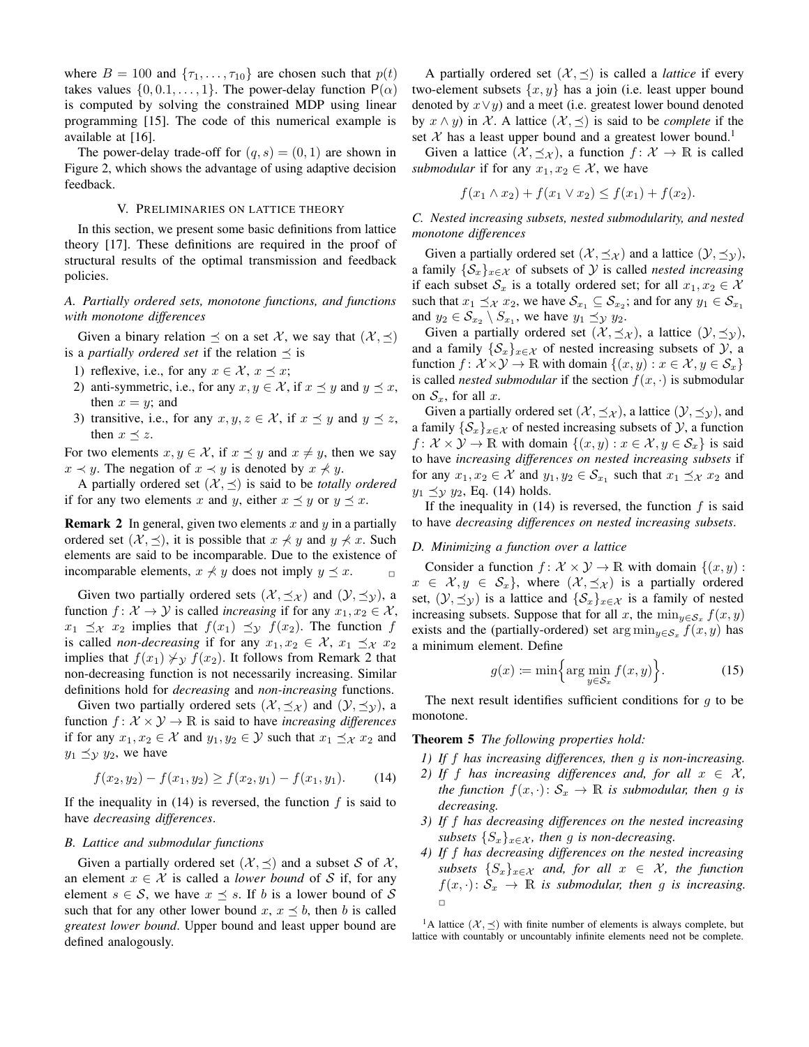where $B = 100$ and $\{\tau_1, \dots, \tau_{10}\}$ are chosen such that $p(t)$ takes values $\{0, 0.1, \dots, 1\}$. The power-delay function $\mathsf{P}(\alpha)$ is computed by solving the constrained MDP using linear programming [15]. The code of this numerical example is available at [16].

The power-delay trade-off for $(q, s) = (0, 1)$ are shown in Figure 2, which shows the advantage of using adaptive decision feedback.

## V. Preliminaries on lattice theory

In this section, we present some basic definitions from lattice theory [17]. These definitions are required in the proof of structural results of the optimal transmission and feedback policies.

### A. Partially ordered sets, monotone functions, and functions with monotone differences

Given a binary relation $\preceq$ on a set $\mathcal{X}$, we say that $(\mathcal{X}, \preceq)$ is a *partially ordered set* if the relation $\preceq$ is

1) reflexive, i.e., for any $x \in \mathcal{X}$, $x \preceq x$;
2) anti-symmetric, i.e., for any $x, y \in \mathcal{X}$, if $x \preceq y$ and $y \preceq x$, then $x = y$; and
3) transitive, i.e., for any $x, y, z \in \mathcal{X}$, if $x \preceq y$ and $y \preceq z$, then $x \preceq z$.

For two elements $x, y \in \mathcal{X}$, if $x \preceq y$ and $x \neq y$, then we say $x \prec y$. The negation of $x \prec y$ is denoted by $x \nprec y$.

A partially ordered set $(\mathcal{X}, \preceq)$ is said to be *totally ordered* if for any two elements $x$ and $y$, either $x \preceq y$ or $y \preceq x$.

**Remark 2** In general, given two elements $x$ and $y$ in a partially ordered set $(\mathcal{X}, \preceq)$, it is possible that $x \npreceq y$ and $y \npreceq x$. Such elements are said to be incomparable. Due to the existence of incomparable elements, $x \npreceq y$ does not imply $y \preceq x$. □

Given two partially ordered sets $(\mathcal{X}, \preceq_{\mathcal{X}})$ and $(\mathcal{Y}, \preceq_{\mathcal{Y}})$, a function $f \colon \mathcal{X} \to \mathcal{Y}$ is called *increasing* if for any $x_1, x_2 \in \mathcal{X}$, $x_1 \preceq_{\mathcal{X}} x_2$ implies that $f(x_1) \preceq_{\mathcal{Y}} f(x_2)$. The function $f$ is called *non-decreasing* if for any $x_1, x_2 \in \mathcal{X}$, $x_1 \preceq_{\mathcal{X}} x_2$ implies that $f(x_1) \not\succ_{\mathcal{Y}} f(x_2)$. It follows from Remark 2 that non-decreasing function is not necessarily increasing. Similar definitions hold for *decreasing* and *non-increasing* functions.

Given two partially ordered sets $(\mathcal{X}, \preceq_{\mathcal{X}})$ and $(\mathcal{Y}, \preceq_{\mathcal{Y}})$, a function $f \colon \mathcal{X} \times \mathcal{Y} \to \mathbb{R}$ is said to have *increasing differences* if for any $x_1, x_2 \in \mathcal{X}$ and $y_1, y_2 \in \mathcal{Y}$ such that $x_1 \preceq_{\mathcal{X}} x_2$ and $y_1 \preceq_{\mathcal{Y}} y_2$, we have

$$f(x_2, y_2) - f(x_1, y_2) \geq f(x_2, y_1) - f(x_1, y_1). \tag{14}$$

If the inequality in (14) is reversed, the function $f$ is said to have *decreasing differences*.

### B. Lattice and submodular functions

Given a partially ordered set $(\mathcal{X}, \preceq)$ and a subset $\mathcal{S}$ of $\mathcal{X}$, an element $x \in \mathcal{X}$ is called a *lower bound* of $\mathcal{S}$ if, for any element $s \in \mathcal{S}$, we have $x \preceq s$. If $b$ is a lower bound of $\mathcal{S}$ such that for any other lower bound $x$, $x \preceq b$, then $b$ is called *greatest lower bound*. Upper bound and least upper bound are defined analogously.

A partially ordered set $(\mathcal{X}, \preceq)$ is called a *lattice* if every two-element subsets $\{x, y\}$ has a join (i.e. least upper bound denoted by $x \vee y$) and a meet (i.e. greatest lower bound denoted by $x \wedge y$) in $\mathcal{X}$. A lattice $(\mathcal{X}, \preceq)$ is said to be *complete* if the set $\mathcal{X}$ has a least upper bound and a greatest lower bound.[1]

Given a lattice $(\mathcal{X}, \preceq_{\mathcal{X}})$, a function $f \colon \mathcal{X} \to \mathbb{R}$ is called *submodular* if for any $x_1, x_2 \in \mathcal{X}$, we have

$$f(x_1 \wedge x_2) + f(x_1 \vee x_2) \leq f(x_1) + f(x_2).$$

### C. Nested increasing subsets, nested submodularity, and nested monotone differences

Given a partially ordered set $(\mathcal{X}, \preceq_{\mathcal{X}})$ and a lattice $(\mathcal{Y}, \preceq_{\mathcal{Y}})$, a family $\{\mathcal{S}_x\}_{x \in \mathcal{X}}$ of subsets of $\mathcal{Y}$ is called *nested increasing* if each subset $\mathcal{S}_x$ is a totally ordered set; for all $x_1, x_2 \in \mathcal{X}$ such that $x_1 \preceq_{\mathcal{X}} x_2$, we have $\mathcal{S}_{x_1} \subseteq \mathcal{S}_{x_2}$; and for any $y_1 \in \mathcal{S}_{x_1}$ and $y_2 \in \mathcal{S}_{x_2} \setminus \mathcal{S}_{x_1}$, we have $y_1 \preceq_{\mathcal{Y}} y_2$.

Given a partially ordered set $(\mathcal{X}, \preceq_{\mathcal{X}})$, a lattice $(\mathcal{Y}, \preceq_{\mathcal{Y}})$, and a family $\{\mathcal{S}_x\}_{x \in \mathcal{X}}$ of nested increasing subsets of $\mathcal{Y}$, a function $f \colon \mathcal{X} \times \mathcal{Y} \to \mathbb{R}$ with domain $\{(x, y) : x \in \mathcal{X}, y \in \mathcal{S}_x\}$ is called *nested submodular* if the section $f(x, \cdot)$ is submodular on $\mathcal{S}_x$, for all $x$.

Given a partially ordered set $(\mathcal{X}, \preceq_{\mathcal{X}})$, a lattice $(\mathcal{Y}, \preceq_{\mathcal{Y}})$, and a family $\{\mathcal{S}_x\}_{x \in \mathcal{X}}$ of nested increasing subsets of $\mathcal{Y}$, a function $f \colon \mathcal{X} \times \mathcal{Y} \to \mathbb{R}$ with domain $\{(x, y) : x \in \mathcal{X}, y \in \mathcal{S}_x\}$ is said to have *increasing differences on nested increasing subsets* if for any $x_1, x_2 \in \mathcal{X}$ and $y_1, y_2 \in \mathcal{S}_{x_1}$ such that $x_1 \preceq_{\mathcal{X}} x_2$ and $y_1 \preceq_{\mathcal{Y}} y_2$, Eq. (14) holds.

If the inequality in (14) is reversed, the function $f$ is said to have *decreasing differences on nested increasing subsets*.

### D. Minimizing a function over a lattice

Consider a function $f \colon \mathcal{X} \times \mathcal{Y} \to \mathbb{R}$ with domain $\{(x, y) : x \in \mathcal{X}, y \in \mathcal{S}_x\}$, where $(\mathcal{X}, \preceq_{\mathcal{X}})$ is a partially ordered set, $(\mathcal{Y}, \preceq_{\mathcal{Y}})$ is a lattice and $\{\mathcal{S}_x\}_{x \in \mathcal{X}}$ is a family of nested increasing subsets. Suppose that for all $x$, the $\min_{y \in \mathcal{S}_x} f(x, y)$ exists and the (partially-ordered) set $\arg\min_{y \in \mathcal{S}_x} f(x, y)$ has a minimum element. Define

$$g(x) := \min\Big\{ \arg\min_{y \in \mathcal{S}_x} f(x, y) \Big\}. \tag{15}$$

The next result identifies sufficient conditions for $g$ to be monotone.

**Theorem 5** *The following properties hold:*

1) *If $f$ has increasing differences, then $g$ is non-increasing.*
2) *If $f$ has increasing differences and, for all $x \in \mathcal{X}$, the function $f(x, \cdot) \colon \mathcal{S}_x \to \mathbb{R}$ is submodular, then $g$ is decreasing.*
3) *If $f$ has decreasing differences on the nested increasing subsets $\{S_x\}_{x \in \mathcal{X}}$, then $g$ is non-decreasing.*
4) *If $f$ has decreasing differences on the nested increasing subsets $\{S_x\}_{x \in \mathcal{X}}$ and, for all $x \in \mathcal{X}$, the function $f(x, \cdot) \colon \mathcal{S}_x \to \mathbb{R}$ is submodular, then $g$ is increasing.* □

[1]A lattice $(\mathcal{X}, \preceq)$ with finite number of elements is always complete, but lattice with countably or uncountably infinite elements need not be complete.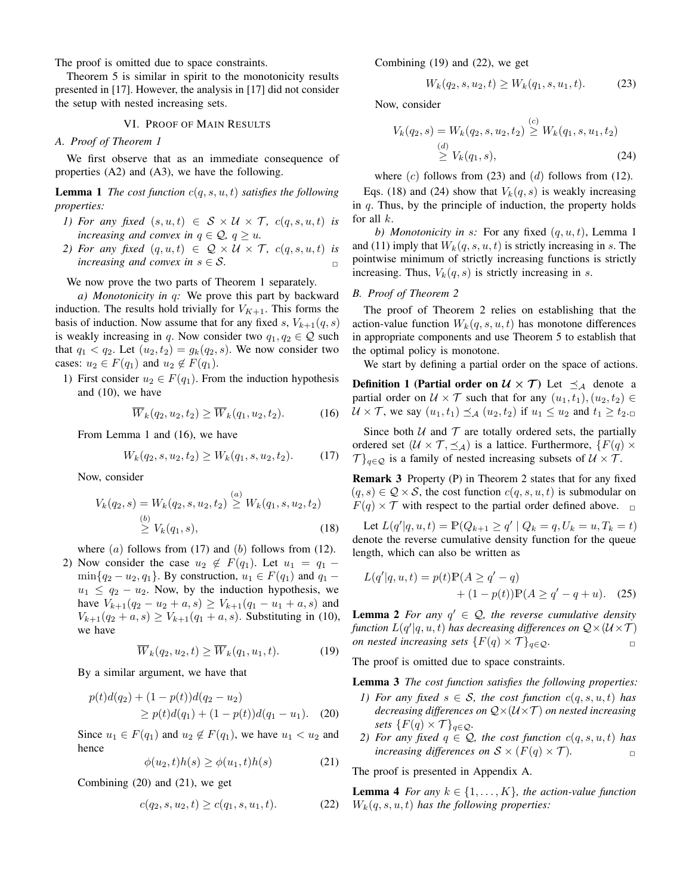The proof is omitted due to space constraints.

Theorem 5 is similar in spirit to the monotonicity results presented in [17]. However, the analysis in [17] did not consider the setup with nested increasing sets.

## VI. Proof of Main Results

### A. Proof of Theorem 1

We first observe that as an immediate consequence of properties (A2) and (A3), we have the following.

**Lemma 1** *The cost function $c(q, s, u, t)$ satisfies the following properties:*

1. *For any fixed $(s, u, t) \in \mathcal{S} \times \mathcal{U} \times \mathcal{T}$, $c(q, s, u, t)$ is increasing and convex in $q \in \mathcal{Q}$, $q \geq u$.*
2. *For any fixed $(q, u, t) \in \mathcal{Q} \times \mathcal{U} \times \mathcal{T}$, $c(q, s, u, t)$ is increasing and convex in $s \in \mathcal{S}$.* □

We now prove the two parts of Theorem 1 separately.

*a) Monotonicity in q:* We prove this part by backward induction. The results hold trivially for $V_{K+1}$. This forms the basis of induction. Now assume that for any fixed $s$, $V_{k+1}(q, s)$ is weakly increasing in $q$. Now consider two $q_1, q_2 \in \mathcal{Q}$ such that $q_1 < q_2$. Let $(u_2, t_2) = g_k(q_2, s)$. We now consider two cases: $u_2 \in F(q_1)$ and $u_2 \notin F(q_1)$.

1. First consider $u_2 \in F(q_1)$. From the induction hypothesis and (10), we have
$$\overline{W}_k(q_2, u_2, t_2) \geq \overline{W}_k(q_1, u_2, t_2). \tag{16}$$
From Lemma 1 and (16), we have
$$W_k(q_2, s, u_2, t_2) \geq W_k(q_1, s, u_2, t_2). \tag{17}$$
Now, consider
$$V_k(q_2, s) = W_k(q_2, s, u_2, t_2) \overset{(a)}{\geq} W_k(q_1, s, u_2, t_2) \overset{(b)}{\geq} V_k(q_1, s), \tag{18}$$
where $(a)$ follows from (17) and $(b)$ follows from (12).

2. Now consider the case $u_2 \notin F(q_1)$. Let $u_1 = q_1 - \min\{q_2 - u_2, q_1\}$. By construction, $u_1 \in F(q_1)$ and $q_1 - u_1 \leq q_2 - u_2$. Now, by the induction hypothesis, we have $V_{k+1}(q_2 - u_2 + a, s) \geq V_{k+1}(q_1 - u_1 + a, s)$ and $V_{k+1}(q_2 + a, s) \geq V_{k+1}(q_1 + a, s)$. Substituting in (10), we have
$$\overline{W}_k(q_2, u_2, t) \geq \overline{W}_k(q_1, u_1, t). \tag{19}$$
By a similar argument, we have that
$$p(t)d(q_2) + (1 - p(t))d(q_2 - u_2) \geq p(t)d(q_1) + (1 - p(t))d(q_1 - u_1). \tag{20}$$
Since $u_1 \in F(q_1)$ and $u_2 \notin F(q_1)$, we have $u_1 < u_2$ and hence
$$\phi(u_2, t)h(s) \geq \phi(u_1, t)h(s) \tag{21}$$
Combining (20) and (21), we get
$$c(q_2, s, u_2, t) \geq c(q_1, s, u_1, t). \tag{22}$$
Combining (19) and (22), we get
$$W_k(q_2, s, u_2, t) \geq W_k(q_1, s, u_1, t). \tag{23}$$
Now, consider
$$V_k(q_2, s) = W_k(q_2, s, u_2, t_2) \overset{(c)}{\geq} W_k(q_1, s, u_1, t_2) \overset{(d)}{\geq} V_k(q_1, s), \tag{24}$$
where $(c)$ follows from (23) and $(d)$ follows from (12).

Eqs. (18) and (24) show that $V_k(q, s)$ is weakly increasing in $q$. Thus, by the principle of induction, the property holds for all $k$.

*b) Monotonicity in s:* For any fixed $(q, u, t)$, Lemma 1 and (11) imply that $W_k(q, s, u, t)$ is strictly increasing in $s$. The pointwise minimum of strictly increasing functions is strictly increasing. Thus, $V_k(q, s)$ is strictly increasing in $s$.

### B. Proof of Theorem 2

The proof of Theorem 2 relies on establishing that the action-value function $W_k(q, s, u, t)$ has monotone differences in appropriate components and use Theorem 5 to establish that the optimal policy is monotone.

We start by defining a partial order on the space of actions.

**Definition 1 (Partial order on $\mathcal{U} \times \mathcal{T}$)** Let $\preceq_{\mathcal{A}}$ denote a partial order on $\mathcal{U} \times \mathcal{T}$ such that for any $(u_1, t_1), (u_2, t_2) \in \mathcal{U} \times \mathcal{T}$, we say $(u_1, t_1) \preceq_{\mathcal{A}} (u_2, t_2)$ if $u_1 \leq u_2$ and $t_1 \geq t_2$. □

Since both $\mathcal{U}$ and $\mathcal{T}$ are totally ordered sets, the partially ordered set $(\mathcal{U} \times \mathcal{T}, \preceq_{\mathcal{A}})$ is a lattice. Furthermore, $\{F(q) \times \mathcal{T}\}_{q \in \mathcal{Q}}$ is a family of nested increasing subsets of $\mathcal{U} \times \mathcal{T}$.

**Remark 3** Property (P) in Theorem 2 states that for any fixed $(q, s) \in \mathcal{Q} \times \mathcal{S}$, the cost function $c(q, s, u, t)$ is submodular on $F(q) \times \mathcal{T}$ with respect to the partial order defined above. □

Let $L(q'|q, u, t) = \mathbb{P}(Q_{k+1} \geq q' \mid Q_k = q, U_k = u, T_k = t)$ denote the reverse cumulative density function for the queue length, which can also be written as
$$L(q'|q, u, t) = p(t)\mathbb{P}(A \geq q' - q) + (1 - p(t))\mathbb{P}(A \geq q' - q + u). \tag{25}$$

**Lemma 2** *For any $q' \in \mathcal{Q}$, the reverse cumulative density function $L(q'|q, u, t)$ has decreasing differences on $\mathcal{Q} \times (\mathcal{U} \times \mathcal{T})$ on nested increasing sets $\{F(q) \times \mathcal{T}\}_{q \in \mathcal{Q}}$.* □

The proof is omitted due to space constraints.

**Lemma 3** *The cost function satisfies the following properties:*

1. *For any fixed $s \in \mathcal{S}$, the cost function $c(q, s, u, t)$ has decreasing differences on $\mathcal{Q} \times (\mathcal{U} \times \mathcal{T})$ on nested increasing sets $\{F(q) \times \mathcal{T}\}_{q \in \mathcal{Q}}$.*
2. *For any fixed $q \in \mathcal{Q}$, the cost function $c(q, s, u, t)$ has increasing differences on $\mathcal{S} \times (F(q) \times \mathcal{T})$.* □

The proof is presented in Appendix A.

**Lemma 4** *For any $k \in \{1, \ldots, K\}$, the action-value function $W_k(q, s, u, t)$ has the following properties:*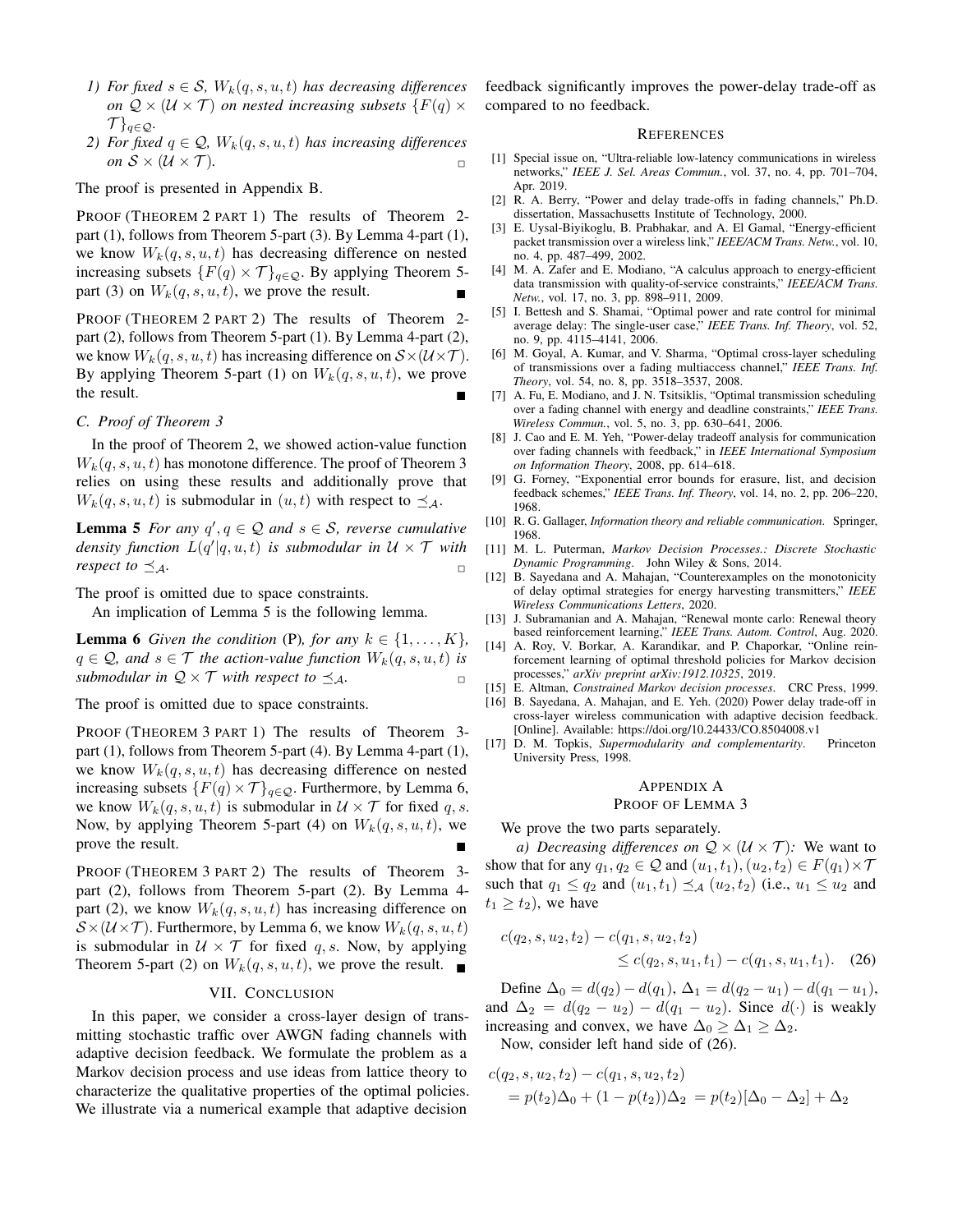*1) For fixed $s \in \mathcal{S}$, $W_k(q, s, u, t)$ has decreasing differences on $\mathcal{Q} \times (\mathcal{U} \times \mathcal{T})$ on nested increasing subsets $\{F(q) \times \mathcal{T}\}_{q \in \mathcal{Q}}$.*

*2) For fixed $q \in \mathcal{Q}$, $W_k(q, s, u, t)$ has increasing differences on $\mathcal{S} \times (\mathcal{U} \times \mathcal{T})$.* ▫

The proof is presented in Appendix B.

PROOF (THEOREM 2 PART 1) The results of Theorem 2-part (1), follows from Theorem 5-part (3). By Lemma 4-part (1), we know $W_k(q, s, u, t)$ has decreasing difference on nested increasing subsets $\{F(q) \times \mathcal{T}\}_{q \in \mathcal{Q}}$. By applying Theorem 5-part (3) on $W_k(q, s, u, t)$, we prove the result. ■

PROOF (THEOREM 2 PART 2) The results of Theorem 2-part (2), follows from Theorem 5-part (1). By Lemma 4-part (2), we know $W_k(q, s, u, t)$ has increasing difference on $\mathcal{S} \times (\mathcal{U} \times \mathcal{T})$. By applying Theorem 5-part (1) on $W_k(q, s, u, t)$, we prove the result. ■

### *C. Proof of Theorem 3*

In the proof of Theorem 2, we showed action-value function $W_k(q, s, u, t)$ has monotone difference. The proof of Theorem 3 relies on using these results and additionally prove that $W_k(q, s, u, t)$ is submodular in $(u, t)$ with respect to $\preceq_{\mathcal{A}}$.

**Lemma 5** *For any $q', q \in \mathcal{Q}$ and $s \in \mathcal{S}$, reverse cumulative density function $L(q'|q, u, t)$ is submodular in $\mathcal{U} \times \mathcal{T}$ with respect to $\preceq_{\mathcal{A}}$.* ▫

The proof is omitted due to space constraints.

An implication of Lemma 5 is the following lemma.

**Lemma 6** *Given the condition* (P)*, for any $k \in \{1, \dots, K\}$, $q \in \mathcal{Q}$, and $s \in \mathcal{T}$ the action-value function $W_k(q, s, u, t)$ is submodular in $\mathcal{Q} \times \mathcal{T}$ with respect to $\preceq_{\mathcal{A}}$.* ▫

The proof is omitted due to space constraints.

PROOF (THEOREM 3 PART 1) The results of Theorem 3-part (1), follows from Theorem 5-part (4). By Lemma 4-part (1), we know $W_k(q, s, u, t)$ has decreasing difference on nested increasing subsets $\{F(q) \times \mathcal{T}\}_{q \in \mathcal{Q}}$. Furthermore, by Lemma 6, we know $W_k(q, s, u, t)$ is submodular in $\mathcal{U} \times \mathcal{T}$ for fixed $q, s$. Now, by applying Theorem 5-part (4) on $W_k(q, s, u, t)$, we prove the result. ■

PROOF (THEOREM 3 PART 2) The results of Theorem 3-part (2), follows from Theorem 5-part (2). By Lemma 4-part (2), we know $W_k(q, s, u, t)$ has increasing difference on $\mathcal{S} \times (\mathcal{U} \times \mathcal{T})$. Furthermore, by Lemma 6, we know $W_k(q, s, u, t)$ is submodular in $\mathcal{U} \times \mathcal{T}$ for fixed $q, s$. Now, by applying Theorem 5-part (2) on $W_k(q, s, u, t)$, we prove the result. ■

## VII. CONCLUSION

In this paper, we consider a cross-layer design of transmitting stochastic traffic over AWGN fading channels with adaptive decision feedback. We formulate the problem as a Markov decision process and use ideas from lattice theory to characterize the qualitative properties of the optimal policies. We illustrate via a numerical example that adaptive decision feedback significantly improves the power-delay trade-off as compared to no feedback.

## REFERENCES

[1] Special issue on, "Ultra-reliable low-latency communications in wireless networks," *IEEE J. Sel. Areas Commun.*, vol. 37, no. 4, pp. 701–704, Apr. 2019.

[2] R. A. Berry, "Power and delay trade-offs in fading channels," Ph.D. dissertation, Massachusetts Institute of Technology, 2000.

[3] E. Uysal-Biyikoglu, B. Prabhakar, and A. El Gamal, "Energy-efficient packet transmission over a wireless link," *IEEE/ACM Trans. Netw.*, vol. 10, no. 4, pp. 487–499, 2002.

[4] M. A. Zafer and E. Modiano, "A calculus approach to energy-efficient data transmission with quality-of-service constraints," *IEEE/ACM Trans. Netw.*, vol. 17, no. 3, pp. 898–911, 2009.

[5] I. Bettesh and S. Shamai, "Optimal power and rate control for minimal average delay: The single-user case," *IEEE Trans. Inf. Theory*, vol. 52, no. 9, pp. 4115–4141, 2006.

[6] M. Goyal, A. Kumar, and V. Sharma, "Optimal cross-layer scheduling of transmissions over a fading multiaccess channel," *IEEE Trans. Inf. Theory*, vol. 54, no. 8, pp. 3518–3537, 2008.

[7] A. Fu, E. Modiano, and J. N. Tsitsiklis, "Optimal transmission scheduling over a fading channel with energy and deadline constraints," *IEEE Trans. Wireless Commun.*, vol. 5, no. 3, pp. 630–641, 2006.

[8] J. Cao and E. M. Yeh, "Power-delay tradeoff analysis for communication over fading channels with feedback," in *IEEE International Symposium on Information Theory*, 2008, pp. 614–618.

[9] G. Forney, "Exponential error bounds for erasure, list, and decision feedback schemes," *IEEE Trans. Inf. Theory*, vol. 14, no. 2, pp. 206–220, 1968.

[10] R. G. Gallager, *Information theory and reliable communication*. Springer, 1968.

[11] M. L. Puterman, *Markov Decision Processes.: Discrete Stochastic Dynamic Programming*. John Wiley & Sons, 2014.

[12] B. Sayedana and A. Mahajan, "Counterexamples on the monotonicity of delay optimal strategies for energy harvesting transmitters," *IEEE Wireless Communications Letters*, 2020.

[13] J. Subramanian and A. Mahajan, "Renewal monte carlo: Renewal theory based reinforcement learning," *IEEE Trans. Autom. Control*, Aug. 2020.

[14] A. Roy, V. Borkar, A. Karandikar, and P. Chaporkar, "Online reinforcement learning of optimal threshold policies for Markov decision processes," *arXiv preprint arXiv:1912.10325*, 2019.

[15] E. Altman, *Constrained Markov decision processes*. CRC Press, 1999.

[16] B. Sayedana, A. Mahajan, and E. Yeh. (2020) Power delay trade-off in cross-layer wireless communication with adaptive decision feedback. [Online]. Available: https://doi.org/10.24433/CO.8504008.v1

[17] D. M. Topkis, *Supermodularity and complementarity*. Princeton University Press, 1998.

## APPENDIX A
## PROOF OF LEMMA 3

We prove the two parts separately.

*a) Decreasing differences on $\mathcal{Q} \times (\mathcal{U} \times \mathcal{T})$:* We want to show that for any $q_1, q_2 \in \mathcal{Q}$ and $(u_1, t_1), (u_2, t_2) \in F(q_1) \times \mathcal{T}$ such that $q_1 \le q_2$ and $(u_1, t_1) \preceq_{\mathcal{A}} (u_2, t_2)$ (i.e., $u_1 \le u_2$ and $t_1 \ge t_2$), we have

$$c(q_2, s, u_2, t_2) - c(q_1, s, u_2, t_2) \le c(q_2, s, u_1, t_1) - c(q_1, s, u_1, t_1). \quad (26)$$

Define $\Delta_0 = d(q_2) - d(q_1)$, $\Delta_1 = d(q_2 - u_1) - d(q_1 - u_1)$, and $\Delta_2 = d(q_2 - u_2) - d(q_1 - u_2)$. Since $d(\cdot)$ is weakly increasing and convex, we have $\Delta_0 \ge \Delta_1 \ge \Delta_2$.

Now, consider left hand side of (26).

$$\begin{aligned} &c(q_2, s, u_2, t_2) - c(q_1, s, u_2, t_2) \\ &= p(t_2)\Delta_0 + (1 - p(t_2))\Delta_2 = p(t_2)[\Delta_0 - \Delta_2] + \Delta_2 \end{aligned}$$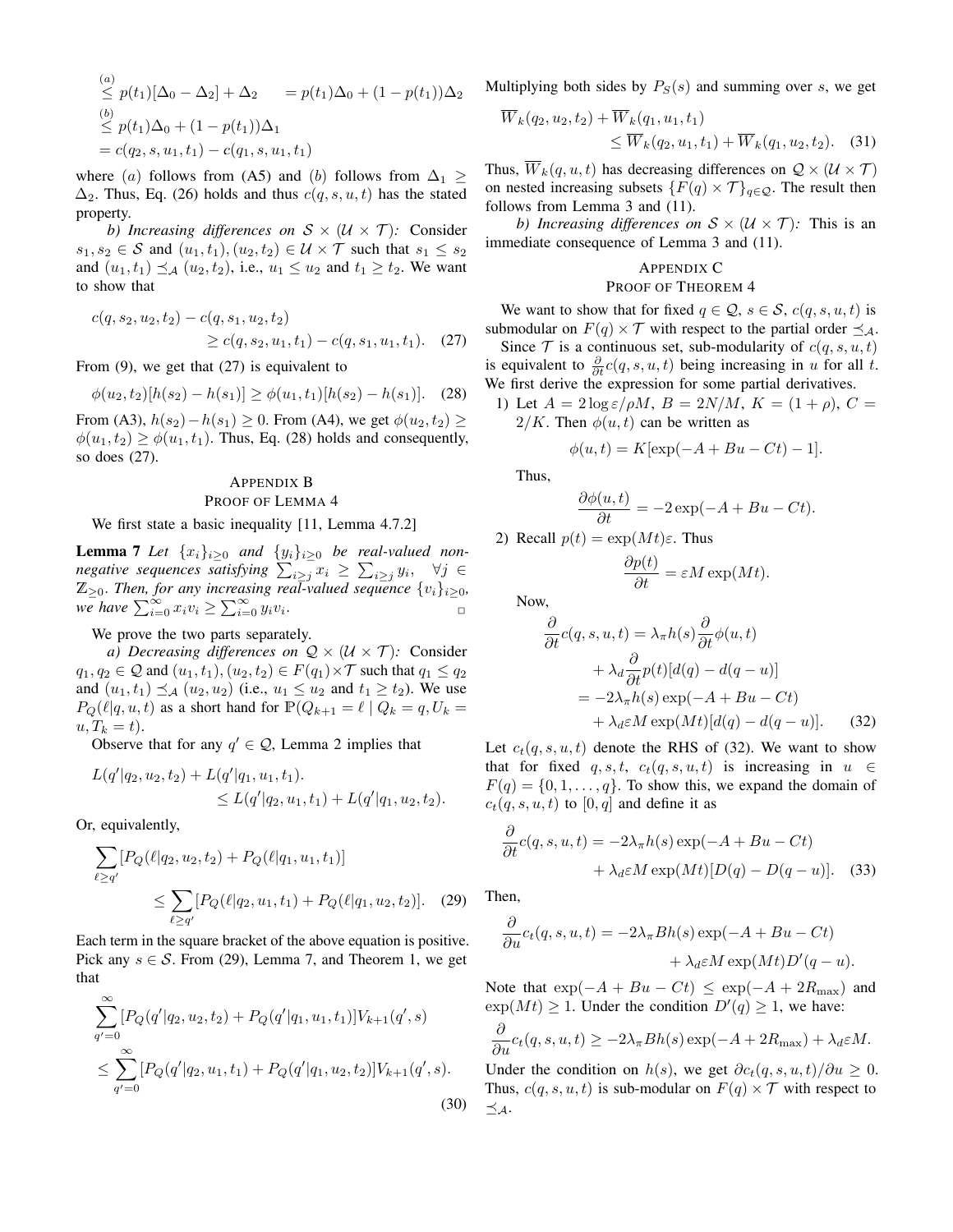$$\overset{(a)}{\leq} p(t_1)[\Delta_0 - \Delta_2] + \Delta_2 \quad = p(t_1)\Delta_0 + (1 - p(t_1))\Delta_2$$
$$\overset{(b)}{\leq} p(t_1)\Delta_0 + (1 - p(t_1))\Delta_1$$
$$= c(q_2, s, u_1, t_1) - c(q_1, s, u_1, t_1)$$

where $(a)$ follows from (A5) and $(b)$ follows from $\Delta_1 \geq \Delta_2$. Thus, Eq. (26) holds and thus $c(q, s, u, t)$ has the stated property.

*b) Increasing differences on $\mathcal{S} \times (\mathcal{U} \times \mathcal{T})$:* Consider $s_1, s_2 \in \mathcal{S}$ and $(u_1, t_1), (u_2, t_2) \in \mathcal{U} \times \mathcal{T}$ such that $s_1 \leq s_2$ and $(u_1, t_1) \preceq_{\mathcal{A}} (u_2, t_2)$, i.e., $u_1 \leq u_2$ and $t_1 \geq t_2$. We want to show that

$$c(q, s_2, u_2, t_2) - c(q, s_1, u_2, t_2) \geq c(q, s_2, u_1, t_1) - c(q, s_1, u_1, t_1). \quad (27)$$

From (9), we get that (27) is equivalent to

$$\phi(u_2, t_2)[h(s_2) - h(s_1)] \geq \phi(u_1, t_1)[h(s_2) - h(s_1)]. \quad (28)$$

From (A3), $h(s_2) - h(s_1) \geq 0$. From (A4), we get $\phi(u_2, t_2) \geq \phi(u_1, t_2) \geq \phi(u_1, t_1)$. Thus, Eq. (28) holds and consequently, so does (27).

## Appendix B
## Proof of Lemma 4

We first state a basic inequality [11, Lemma 4.7.2]

**Lemma 7** *Let $\{x_i\}_{i\geq 0}$ and $\{y_i\}_{i\geq 0}$ be real-valued non-negative sequences satisfying $\sum_{i\geq j} x_i \geq \sum_{i\geq j} y_i, \quad \forall j \in \mathbb{Z}_{\geq 0}$. Then, for any increasing real-valued sequence $\{v_i\}_{i\geq 0}$, we have $\sum_{i=0}^{\infty} x_i v_i \geq \sum_{i=0}^{\infty} y_i v_i$.* □

We prove the two parts separately.

*a) Decreasing differences on $\mathcal{Q} \times (\mathcal{U} \times \mathcal{T})$:* Consider $q_1, q_2 \in \mathcal{Q}$ and $(u_1, t_1), (u_2, t_2) \in F(q_1) \times \mathcal{T}$ such that $q_1 \leq q_2$ and $(u_1, t_1) \preceq_{\mathcal{A}} (u_2, t_2)$ (i.e., $u_1 \leq u_2$ and $t_1 \geq t_2$). We use $P_Q(\ell | q, u, t)$ as a short hand for $\mathbb{P}(Q_{k+1} = \ell \mid Q_k = q, U_k = u, T_k = t)$.

Observe that for any $q' \in \mathcal{Q}$, Lemma 2 implies that

$$L(q'|q_2, u_2, t_2) + L(q'|q_1, u_1, t_1). \leq L(q'|q_2, u_1, t_1) + L(q'|q_1, u_2, t_2).$$

Or, equivalently,

$$\sum_{\ell \geq q'} [P_Q(\ell|q_2, u_2, t_2) + P_Q(\ell|q_1, u_1, t_1)] \leq \sum_{\ell \geq q'} [P_Q(\ell|q_2, u_1, t_1) + P_Q(\ell|q_1, u_2, t_2)]. \quad (29)$$

Each term in the square bracket of the above equation is positive. Pick any $s \in \mathcal{S}$. From (29), Lemma 7, and Theorem 1, we get that

$$\sum_{q'=0}^{\infty} [P_Q(q'|q_2, u_2, t_2) + P_Q(q'|q_1, u_1, t_1)] V_{k+1}(q', s) \leq \sum_{q'=0}^{\infty} [P_Q(q'|q_2, u_1, t_1) + P_Q(q'|q_1, u_2, t_2)] V_{k+1}(q', s). \quad (30)$$

Multiplying both sides by $P_S(s)$ and summing over $s$, we get

$$\overline{W}_k(q_2, u_2, t_2) + \overline{W}_k(q_1, u_1, t_1) \leq \overline{W}_k(q_2, u_1, t_1) + \overline{W}_k(q_1, u_2, t_2). \quad (31)$$

Thus, $\overline{W}_k(q, u, t)$ has decreasing differences on $\mathcal{Q} \times (\mathcal{U} \times \mathcal{T})$ on nested increasing subsets $\{F(q) \times \mathcal{T}\}_{q \in \mathcal{Q}}$. The result then follows from Lemma 3 and (11).

*b) Increasing differences on $\mathcal{S} \times (\mathcal{U} \times \mathcal{T})$:* This is an immediate consequence of Lemma 3 and (11).

## Appendix C
## Proof of Theorem 4

We want to show that for fixed $q \in \mathcal{Q}$, $s \in \mathcal{S}$, $c(q, s, u, t)$ is submodular on $F(q) \times \mathcal{T}$ with respect to the partial order $\preceq_{\mathcal{A}}$.

Since $\mathcal{T}$ is a continuous set, sub-modularity of $c(q, s, u, t)$ is equivalent to $\frac{\partial}{\partial t} c(q, s, u, t)$ being increasing in $u$ for all $t$. We first derive the expression for some partial derivatives.

1) Let $A = 2 \log \varepsilon / \rho M$, $B = 2N/M$, $K = (1 + \rho)$, $C = 2/K$. Then $\phi(u, t)$ can be written as

$$\phi(u, t) = K[\exp(-A + Bu - Ct) - 1].$$

Thus,

$$\frac{\partial \phi(u, t)}{\partial t} = -2 \exp(-A + Bu - Ct).$$

2) Recall $p(t) = \exp(Mt)\varepsilon$. Thus

$$\frac{\partial p(t)}{\partial t} = \varepsilon M \exp(Mt).$$

Now,

$$\begin{aligned} \frac{\partial}{\partial t} c(q, s, u, t) &= \lambda_\pi h(s) \frac{\partial}{\partial t} \phi(u, t) \\ &\quad + \lambda_d \frac{\partial}{\partial t} p(t)[d(q) - d(q - u)] \\ &= -2\lambda_\pi h(s) \exp(-A + Bu - Ct) \\ &\quad + \lambda_d \varepsilon M \exp(Mt)[d(q) - d(q - u)]. \end{aligned} \quad (32)$$

Let $c_t(q, s, u, t)$ denote the RHS of (32). We want to show that for fixed $q, s, t$, $c_t(q, s, u, t)$ is increasing in $u \in F(q) = \{0, 1, \ldots, q\}$. To show this, we expand the domain of $c_t(q, s, u, t)$ to $[0, q]$ and define it as

$$\frac{\partial}{\partial t} c(q, s, u, t) = -2\lambda_\pi h(s) \exp(-A + Bu - Ct) + \lambda_d \varepsilon M \exp(Mt)[D(q) - D(q - u)]. \quad (33)$$

Then,

$$\frac{\partial}{\partial u} c_t(q, s, u, t) = -2\lambda_\pi B h(s) \exp(-A + Bu - Ct) + \lambda_d \varepsilon M \exp(Mt) D'(q - u).$$

Note that $\exp(-A + Bu - Ct) \leq \exp(-A + 2R_{\max})$ and $\exp(Mt) \geq 1$. Under the condition $D'(q) \geq 1$, we have:

$$\frac{\partial}{\partial u} c_t(q, s, u, t) \geq -2\lambda_\pi B h(s) \exp(-A + 2R_{\max}) + \lambda_d \varepsilon M.$$

Under the condition on $h(s)$, we get $\partial c_t(q, s, u, t)/\partial u \geq 0$. Thus, $c(q, s, u, t)$ is sub-modular on $F(q) \times \mathcal{T}$ with respect to $\preceq_{\mathcal{A}}$.